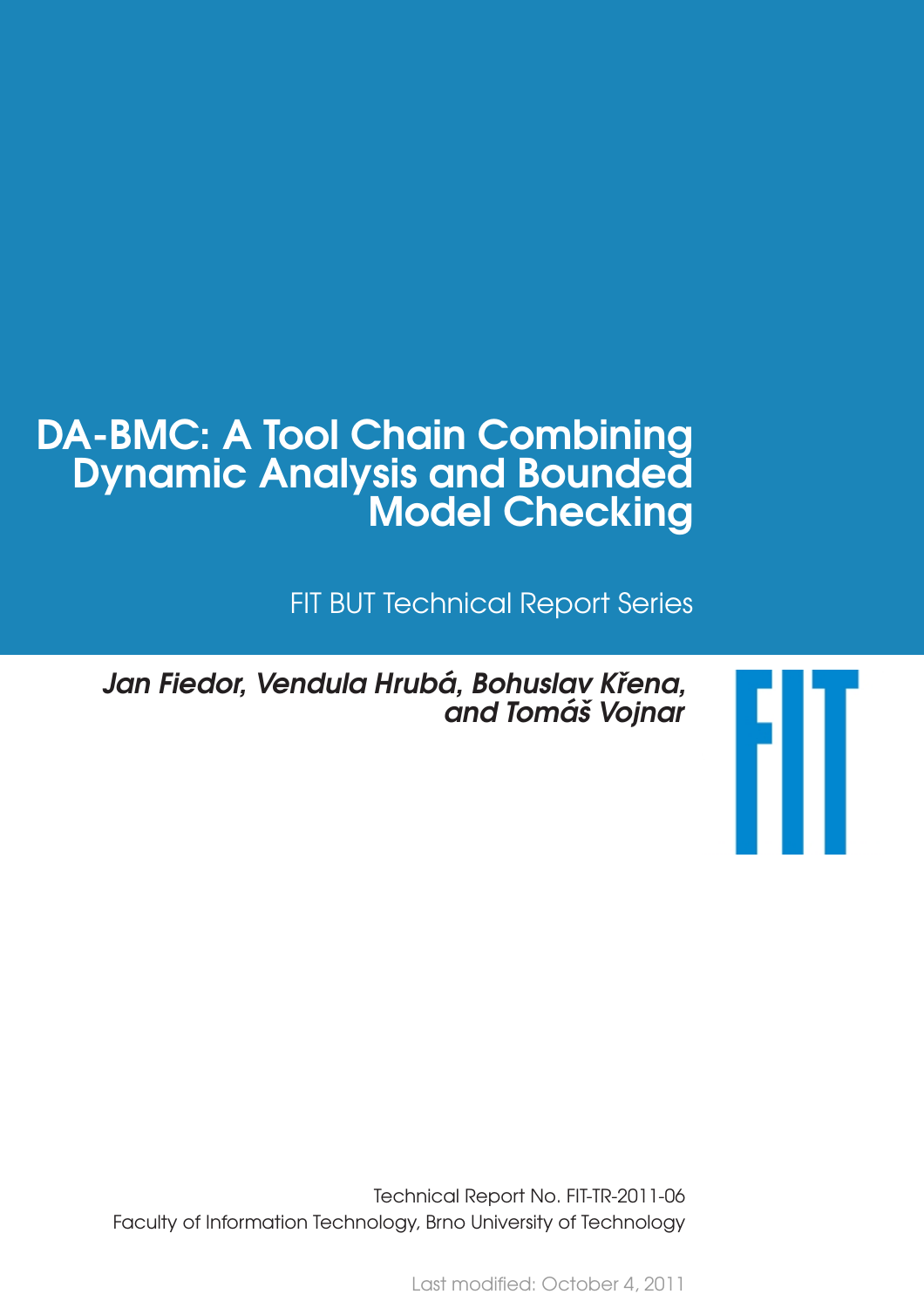# DA-BMC: A Tool Chain Combining Dynamic Analysis and Bounded Model Checking

FIT BUT Technical Report Series

*Jan Fiedor, Vendula Hrubá, Bohuslav Křena, and Tomáš Vojnar*

Technical Report No. FIT-TR-2011-06
Faculty of Information Technology, Brno University of Technology

Last modified: October 4, 2011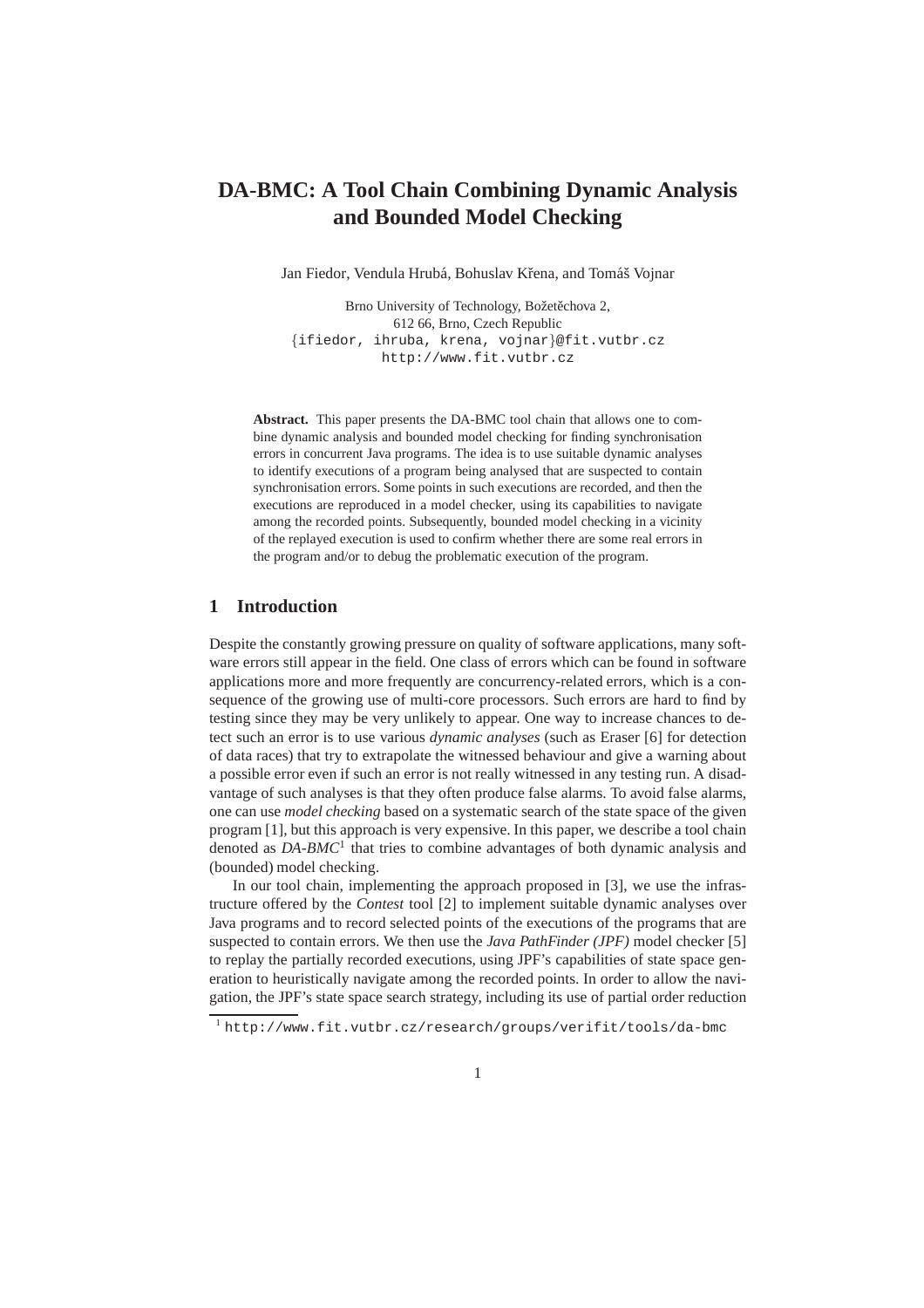# DA-BMC: A Tool Chain Combining Dynamic Analysis and Bounded Model Checking

Jan Fiedor, Vendula Hrubá, Bohuslav Křena, and Tomáš Vojnar

Brno University of Technology, Božetěchova 2,
612 66, Brno, Czech Republic
{ifiedor, ihruba, krena, vojnar}@fit.vutbr.cz
http://www.fit.vutbr.cz

**Abstract.** This paper presents the DA-BMC tool chain that allows one to combine dynamic analysis and bounded model checking for finding synchronisation errors in concurrent Java programs. The idea is to use suitable dynamic analyses to identify executions of a program being analysed that are suspected to contain synchronisation errors. Some points in such executions are recorded, and then the executions are reproduced in a model checker, using its capabilities to navigate among the recorded points. Subsequently, bounded model checking in a vicinity of the replayed execution is used to confirm whether there are some real errors in the program and/or to debug the problematic execution of the program.

## 1 Introduction

Despite the constantly growing pressure on quality of software applications, many software errors still appear in the field. One class of errors which can be found in software applications more and more frequently are concurrency-related errors, which is a consequence of the growing use of multi-core processors. Such errors are hard to find by testing since they may be very unlikely to appear. One way to increase chances to detect such an error is to use various *dynamic analyses* (such as Eraser [6] for detection of data races) that try to extrapolate the witnessed behaviour and give a warning about a possible error even if such an error is not really witnessed in any testing run. A disadvantage of such analyses is that they often produce false alarms. To avoid false alarms, one can use *model checking* based on a systematic search of the state space of the given program [1], but this approach is very expensive. In this paper, we describe a tool chain denoted as *DA-BMC*[1] that tries to combine advantages of both dynamic analysis and (bounded) model checking.

In our tool chain, implementing the approach proposed in [3], we use the infrastructure offered by the *Contest* tool [2] to implement suitable dynamic analyses over Java programs and to record selected points of the executions of the programs that are suspected to contain errors. We then use the *Java PathFinder (JPF)* model checker [5] to replay the partially recorded executions, using JPF's capabilities of state space generation to heuristically navigate among the recorded points. In order to allow the navigation, the JPF's state space search strategy, including its use of partial order reduction

[1] http://www.fit.vutbr.cz/research/groups/verifit/tools/da-bmc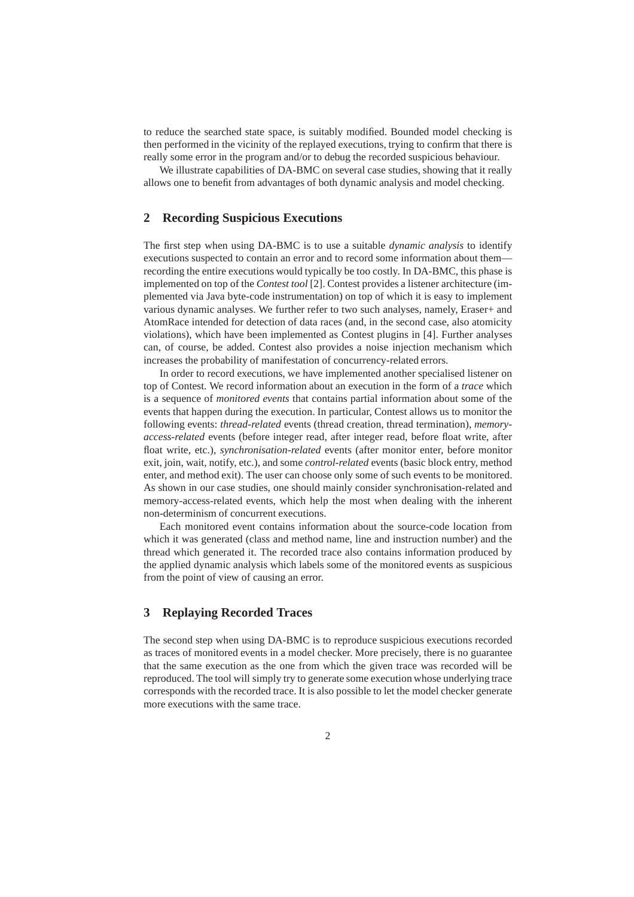to reduce the searched state space, is suitably modified. Bounded model checking is then performed in the vicinity of the replayed executions, trying to confirm that there is really some error in the program and/or to debug the recorded suspicious behaviour.

We illustrate capabilities of DA-BMC on several case studies, showing that it really allows one to benefit from advantages of both dynamic analysis and model checking.

## 2 Recording Suspicious Executions

The first step when using DA-BMC is to use a suitable *dynamic analysis* to identify executions suspected to contain an error and to record some information about them—recording the entire executions would typically be too costly. In DA-BMC, this phase is implemented on top of the *Contest tool* [2]. Contest provides a listener architecture (implemented via Java byte-code instrumentation) on top of which it is easy to implement various dynamic analyses. We further refer to two such analyses, namely, Eraser+ and AtomRace intended for detection of data races (and, in the second case, also atomicity violations), which have been implemented as Contest plugins in [4]. Further analyses can, of course, be added. Contest also provides a noise injection mechanism which increases the probability of manifestation of concurrency-related errors.

In order to record executions, we have implemented another specialised listener on top of Contest. We record information about an execution in the form of a *trace* which is a sequence of *monitored events* that contains partial information about some of the events that happen during the execution. In particular, Contest allows us to monitor the following events: *thread-related* events (thread creation, thread termination), *memory-access-related* events (before integer read, after integer read, before float write, after float write, etc.), *synchronisation-related* events (after monitor enter, before monitor exit, join, wait, notify, etc.), and some *control-related* events (basic block entry, method enter, and method exit). The user can choose only some of such events to be monitored. As shown in our case studies, one should mainly consider synchronisation-related and memory-access-related events, which help the most when dealing with the inherent non-determinism of concurrent executions.

Each monitored event contains information about the source-code location from which it was generated (class and method name, line and instruction number) and the thread which generated it. The recorded trace also contains information produced by the applied dynamic analysis which labels some of the monitored events as suspicious from the point of view of causing an error.

## 3 Replaying Recorded Traces

The second step when using DA-BMC is to reproduce suspicious executions recorded as traces of monitored events in a model checker. More precisely, there is no guarantee that the same execution as the one from which the given trace was recorded will be reproduced. The tool will simply try to generate some execution whose underlying trace corresponds with the recorded trace. It is also possible to let the model checker generate more executions with the same trace.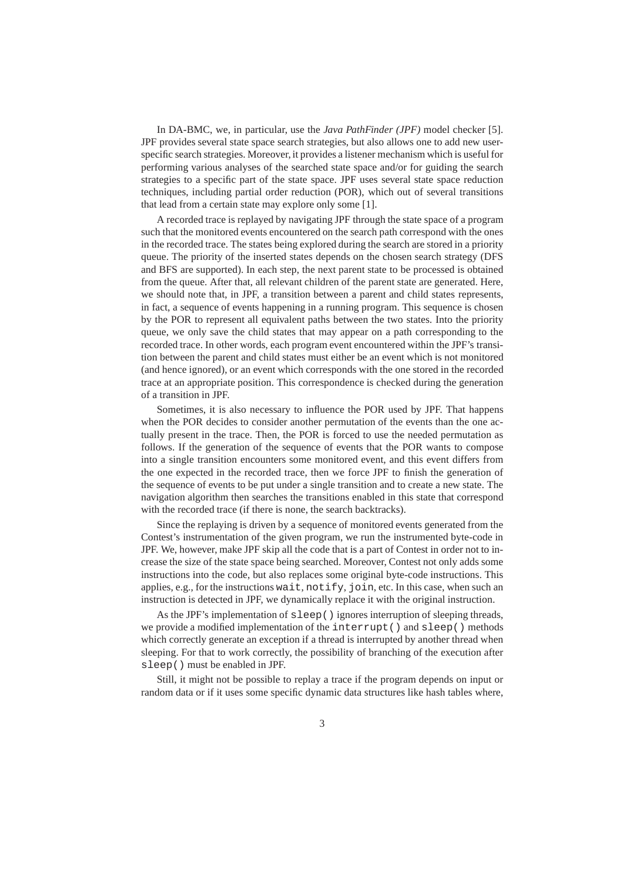In DA-BMC, we, in particular, use the *Java PathFinder (JPF)* model checker [5]. JPF provides several state space search strategies, but also allows one to add new user-specific search strategies. Moreover, it provides a listener mechanism which is useful for performing various analyses of the searched state space and/or for guiding the search strategies to a specific part of the state space. JPF uses several state space reduction techniques, including partial order reduction (POR), which out of several transitions that lead from a certain state may explore only some [1].

A recorded trace is replayed by navigating JPF through the state space of a program such that the monitored events encountered on the search path correspond with the ones in the recorded trace. The states being explored during the search are stored in a priority queue. The priority of the inserted states depends on the chosen search strategy (DFS and BFS are supported). In each step, the next parent state to be processed is obtained from the queue. After that, all relevant children of the parent state are generated. Here, we should note that, in JPF, a transition between a parent and child states represents, in fact, a sequence of events happening in a running program. This sequence is chosen by the POR to represent all equivalent paths between the two states. Into the priority queue, we only save the child states that may appear on a path corresponding to the recorded trace. In other words, each program event encountered within the JPF's transition between the parent and child states must either be an event which is not monitored (and hence ignored), or an event which corresponds with the one stored in the recorded trace at an appropriate position. This correspondence is checked during the generation of a transition in JPF.

Sometimes, it is also necessary to influence the POR used by JPF. That happens when the POR decides to consider another permutation of the events than the one actually present in the trace. Then, the POR is forced to use the needed permutation as follows. If the generation of the sequence of events that the POR wants to compose into a single transition encounters some monitored event, and this event differs from the one expected in the recorded trace, then we force JPF to finish the generation of the sequence of events to be put under a single transition and to create a new state. The navigation algorithm then searches the transitions enabled in this state that correspond with the recorded trace (if there is none, the search backtracks).

Since the replaying is driven by a sequence of monitored events generated from the Contest's instrumentation of the given program, we run the instrumented byte-code in JPF. We, however, make JPF skip all the code that is a part of Contest in order not to increase the size of the state space being searched. Moreover, Contest not only adds some instructions into the code, but also replaces some original byte-code instructions. This applies, e.g., for the instructions `wait`, `notify`, `join`, etc. In this case, when such an instruction is detected in JPF, we dynamically replace it with the original instruction.

As the JPF's implementation of `sleep()` ignores interruption of sleeping threads, we provide a modified implementation of the `interrupt()` and `sleep()` methods which correctly generate an exception if a thread is interrupted by another thread when sleeping. For that to work correctly, the possibility of branching of the execution after `sleep()` must be enabled in JPF.

Still, it might not be possible to replay a trace if the program depends on input or random data or if it uses some specific dynamic data structures like hash tables where,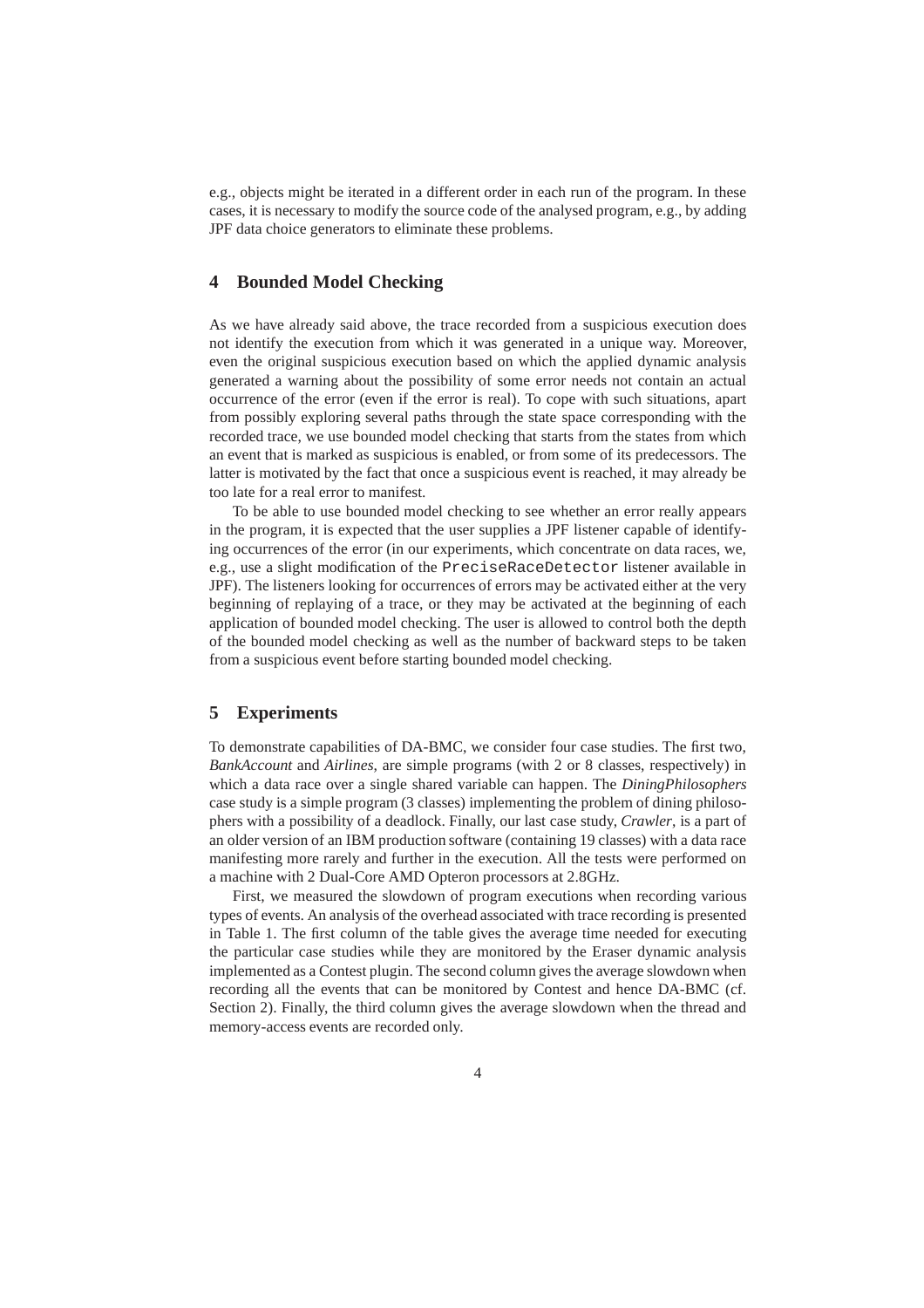e.g., objects might be iterated in a different order in each run of the program. In these cases, it is necessary to modify the source code of the analysed program, e.g., by adding JPF data choice generators to eliminate these problems.

## 4 Bounded Model Checking

As we have already said above, the trace recorded from a suspicious execution does not identify the execution from which it was generated in a unique way. Moreover, even the original suspicious execution based on which the applied dynamic analysis generated a warning about the possibility of some error needs not contain an actual occurrence of the error (even if the error is real). To cope with such situations, apart from possibly exploring several paths through the state space corresponding with the recorded trace, we use bounded model checking that starts from the states from which an event that is marked as suspicious is enabled, or from some of its predecessors. The latter is motivated by the fact that once a suspicious event is reached, it may already be too late for a real error to manifest.

To be able to use bounded model checking to see whether an error really appears in the program, it is expected that the user supplies a JPF listener capable of identifying occurrences of the error (in our experiments, which concentrate on data races, we, e.g., use a slight modification of the `PreciseRaceDetector` listener available in JPF). The listeners looking for occurrences of errors may be activated either at the very beginning of replaying of a trace, or they may be activated at the beginning of each application of bounded model checking. The user is allowed to control both the depth of the bounded model checking as well as the number of backward steps to be taken from a suspicious event before starting bounded model checking.

## 5 Experiments

To demonstrate capabilities of DA-BMC, we consider four case studies. The first two, *BankAccount* and *Airlines*, are simple programs (with 2 or 8 classes, respectively) in which a data race over a single shared variable can happen. The *DiningPhilosophers* case study is a simple program (3 classes) implementing the problem of dining philosophers with a possibility of a deadlock. Finally, our last case study, *Crawler*, is a part of an older version of an IBM production software (containing 19 classes) with a data race manifesting more rarely and further in the execution. All the tests were performed on a machine with 2 Dual-Core AMD Opteron processors at 2.8GHz.

First, we measured the slowdown of program executions when recording various types of events. An analysis of the overhead associated with trace recording is presented in Table 1. The first column of the table gives the average time needed for executing the particular case studies while they are monitored by the Eraser dynamic analysis implemented as a Contest plugin. The second column gives the average slowdown when recording all the events that can be monitored by Contest and hence DA-BMC (cf. Section 2). Finally, the third column gives the average slowdown when the thread and memory-access events are recorded only.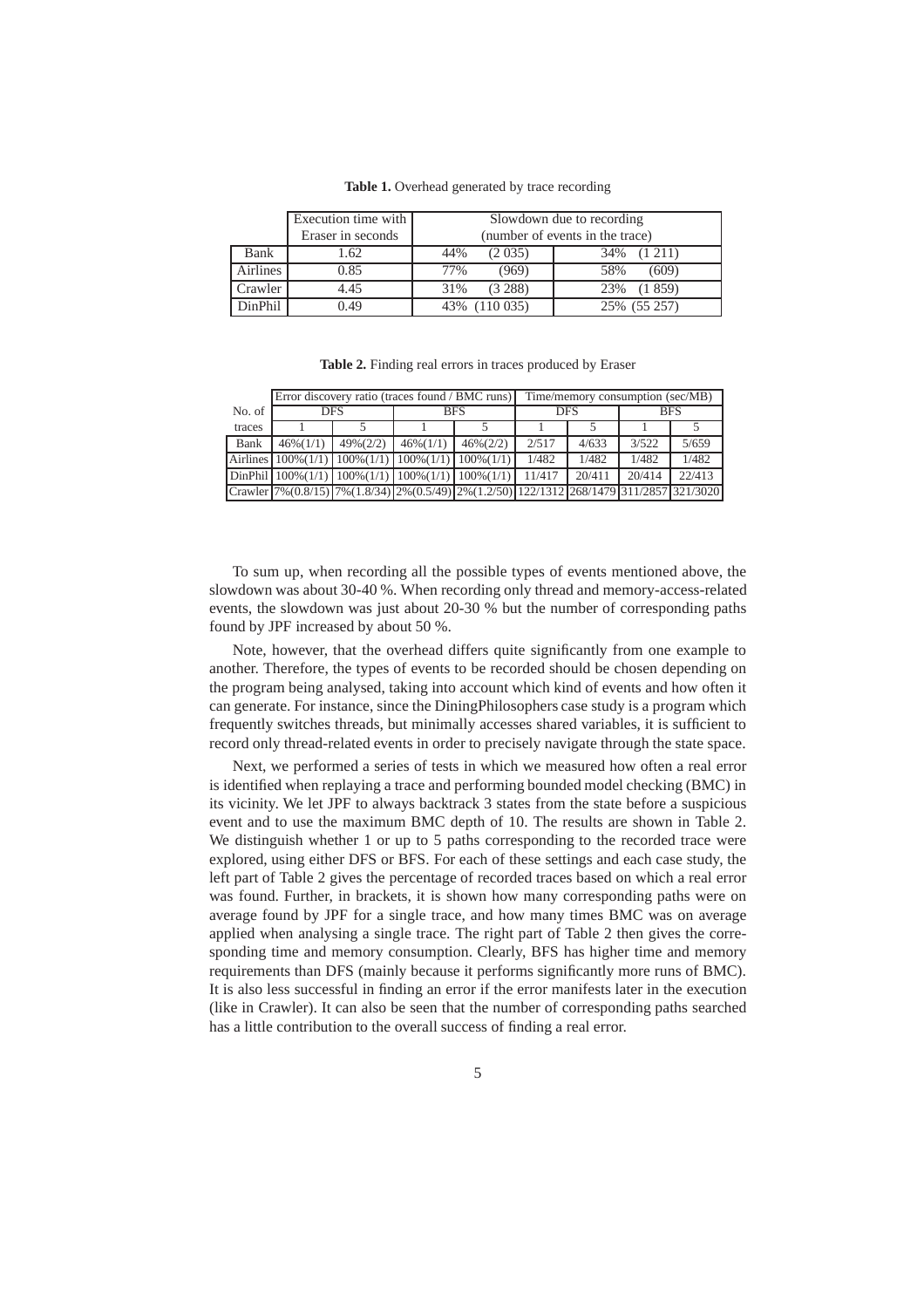**Table 1.** Overhead generated by trace recording

| | Execution time with Eraser in seconds | Slowdown due to recording (number of events in the trace) | |
|---|---|---|---|
| Bank | 1.62 | 44% (2 035) | 34% (1 211) |
| Airlines | 0.85 | 77% (969) | 58% (609) |
| Crawler | 4.45 | 31% (3 288) | 23% (1 859) |
| DinPhil | 0.49 | 43% (110 035) | 25% (55 257) |

**Table 2.** Finding real errors in traces produced by Eraser

| | Error discovery ratio (traces found / BMC runs) | | | | Time/memory consumption (sec/MB) | | | |
|---|---|---|---|---|---|---|---|---|
| No. of | DFS | | BFS | | DFS | | BFS | |
| traces | 1 | 5 | 1 | 5 | 1 | 5 | 1 | 5 |
| Bank | 46%(1/1) | 49%(2/2) | 46%(1/1) | 46%(2/2) | 2/517 | 4/633 | 3/522 | 5/659 |
| Airlines | 100%(1/1) | 100%(1/1) | 100%(1/1) | 100%(1/1) | 1/482 | 1/482 | 1/482 | 1/482 |
| DinPhil | 100%(1/1) | 100%(1/1) | 100%(1/1) | 100%(1/1) | 11/417 | 20/411 | 20/414 | 22/413 |
| Crawler | 7%(0.8/15) | 7%(1.8/34) | 2%(0.5/49) | 2%(1.2/50) | 122/1312 | 268/1479 | 311/2857 | 321/3020 |

To sum up, when recording all the possible types of events mentioned above, the slowdown was about 30-40 %. When recording only thread and memory-access-related events, the slowdown was just about 20-30 % but the number of corresponding paths found by JPF increased by about 50 %.

Note, however, that the overhead differs quite significantly from one example to another. Therefore, the types of events to be recorded should be chosen depending on the program being analysed, taking into account which kind of events and how often it can generate. For instance, since the DiningPhilosophers case study is a program which frequently switches threads, but minimally accesses shared variables, it is sufficient to record only thread-related events in order to precisely navigate through the state space.

Next, we performed a series of tests in which we measured how often a real error is identified when replaying a trace and performing bounded model checking (BMC) in its vicinity. We let JPF to always backtrack 3 states from the state before a suspicious event and to use the maximum BMC depth of 10. The results are shown in Table 2. We distinguish whether 1 or up to 5 paths corresponding to the recorded trace were explored, using either DFS or BFS. For each of these settings and each case study, the left part of Table 2 gives the percentage of recorded traces based on which a real error was found. Further, in brackets, it is shown how many corresponding paths were on average found by JPF for a single trace, and how many times BMC was on average applied when analysing a single trace. The right part of Table 2 then gives the corresponding time and memory consumption. Clearly, BFS has higher time and memory requirements than DFS (mainly because it performs significantly more runs of BMC). It is also less successful in finding an error if the error manifests later in the execution (like in Crawler). It can also be seen that the number of corresponding paths searched has a little contribution to the overall success of finding a real error.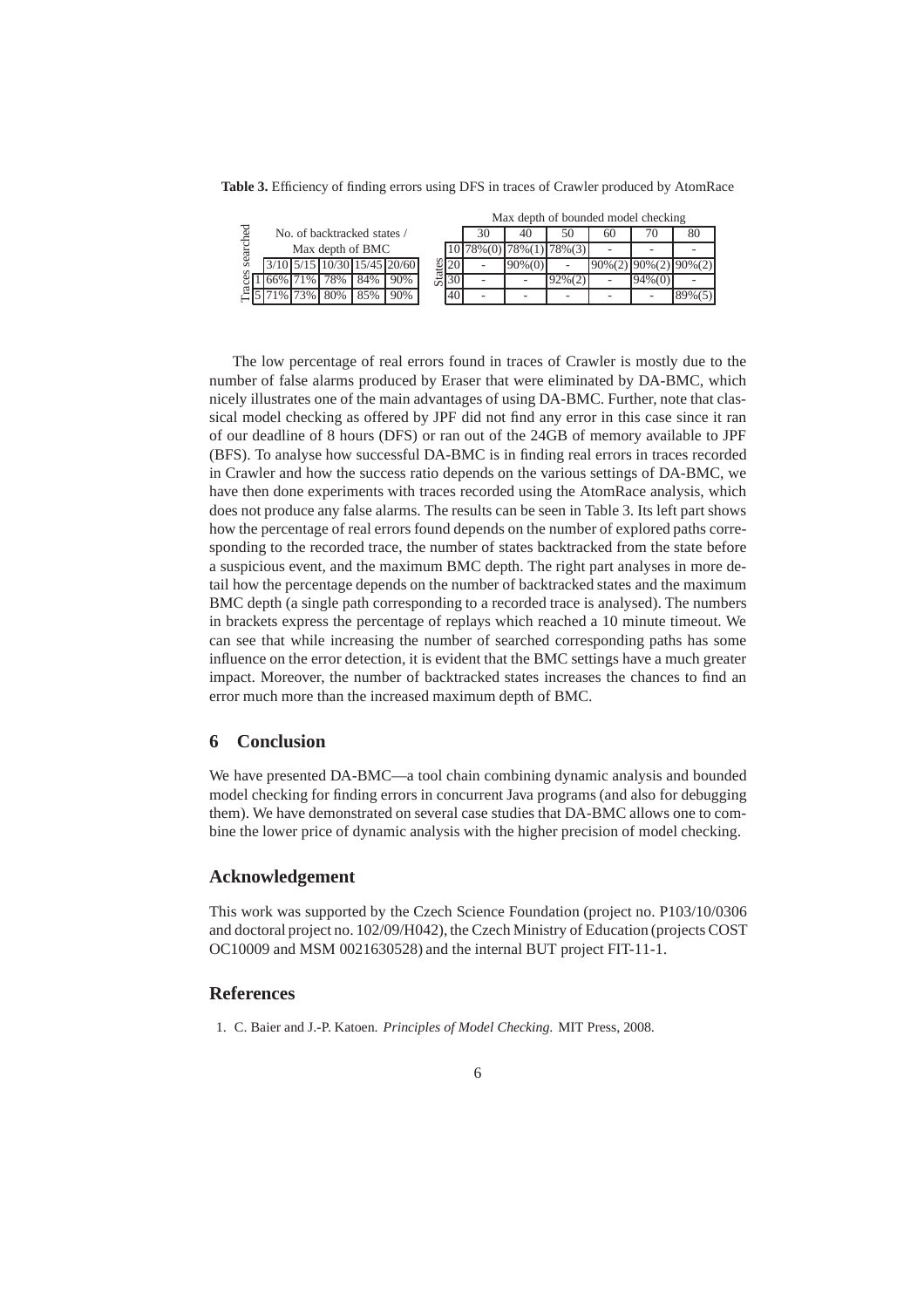**Table 3.** Efficiency of finding errors using DFS in traces of Crawler produced by AtomRace

| Traces searched | No. of backtracked states / Max depth of BMC | | | | |
|---|---|---|---|---|---|
| | 3/10 | 5/15 | 10/30 | 15/45 | 20/60 |
| 1 | 66% | 71% | 78% | 84% | 90% |
| 5 | 71% | 73% | 80% | 85% | 90% |

| States | Max depth of bounded model checking | | | | | |
|---|---|---|---|---|---|---|
| | 30 | 40 | 50 | 60 | 70 | 80 |
| 10 | 78%(0) | 78%(1) | 78%(3) | - | - | - |
| 20 | - | 90%(0) | - | 90%(2) | 90%(2) | 90%(2) |
| 30 | - | - | 92%(2) | - | 94%(0) | - |
| 40 | - | - | - | - | - | 89%(5) |

The low percentage of real errors found in traces of Crawler is mostly due to the number of false alarms produced by Eraser that were eliminated by DA-BMC, which nicely illustrates one of the main advantages of using DA-BMC. Further, note that classical model checking as offered by JPF did not find any error in this case since it ran of our deadline of 8 hours (DFS) or ran out of the 24GB of memory available to JPF (BFS). To analyse how successful DA-BMC is in finding real errors in traces recorded in Crawler and how the success ratio depends on the various settings of DA-BMC, we have then done experiments with traces recorded using the AtomRace analysis, which does not produce any false alarms. The results can be seen in Table 3. Its left part shows how the percentage of real errors found depends on the number of explored paths corresponding to the recorded trace, the number of states backtracked from the state before a suspicious event, and the maximum BMC depth. The right part analyses in more detail how the percentage depends on the number of backtracked states and the maximum BMC depth (a single path corresponding to a recorded trace is analysed). The numbers in brackets express the percentage of replays which reached a 10 minute timeout. We can see that while increasing the number of searched corresponding paths has some influence on the error detection, it is evident that the BMC settings have a much greater impact. Moreover, the number of backtracked states increases the chances to find an error much more than the increased maximum depth of BMC.

## 6 Conclusion

We have presented DA-BMC—a tool chain combining dynamic analysis and bounded model checking for finding errors in concurrent Java programs (and also for debugging them). We have demonstrated on several case studies that DA-BMC allows one to combine the lower price of dynamic analysis with the higher precision of model checking.

## Acknowledgement

This work was supported by the Czech Science Foundation (project no. P103/10/0306 and doctoral project no. 102/09/H042), the Czech Ministry of Education (projects COST OC10009 and MSM 0021630528) and the internal BUT project FIT-11-1.

## References

1. C. Baier and J.-P. Katoen. *Principles of Model Checking.* MIT Press, 2008.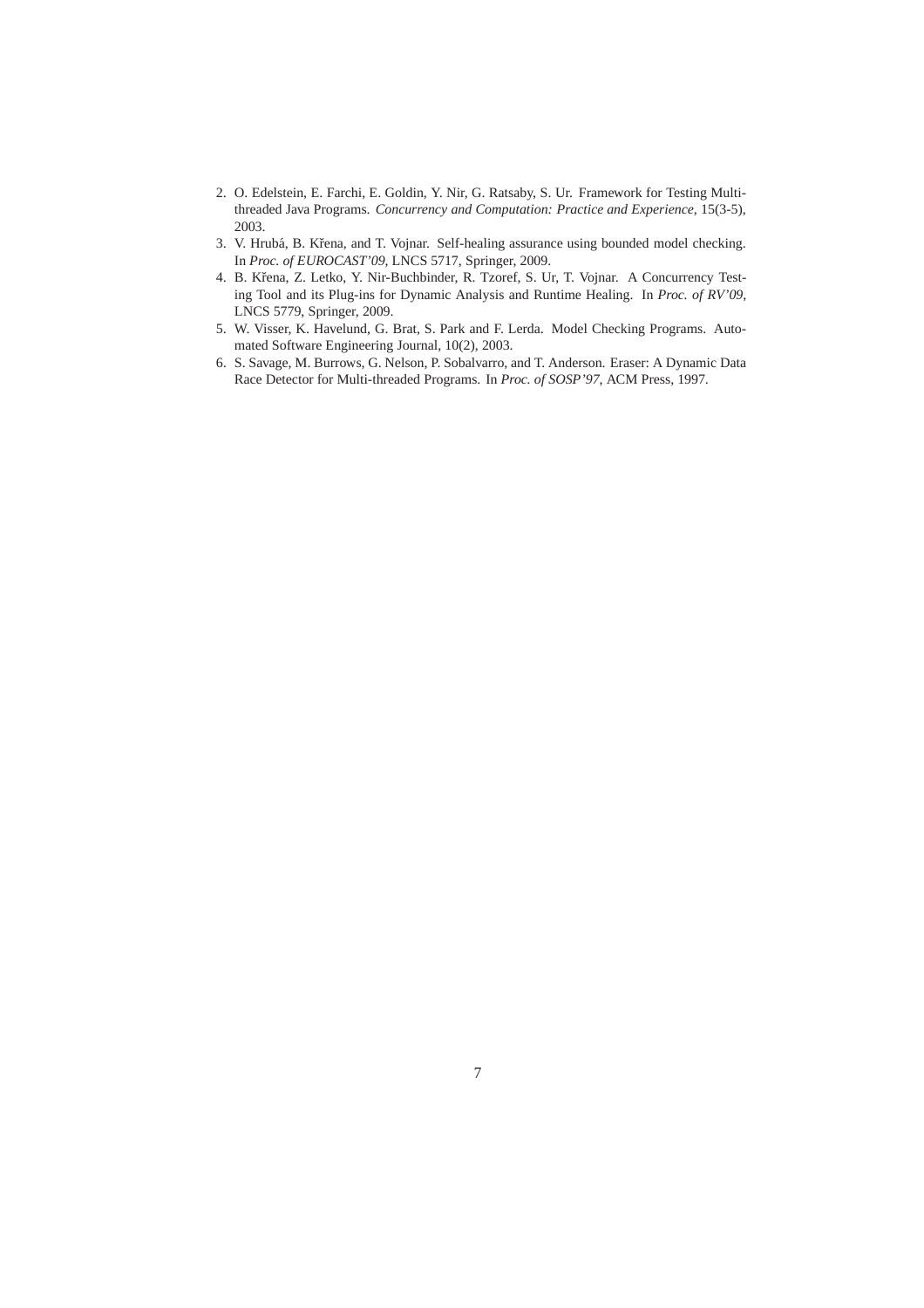2. O. Edelstein, E. Farchi, E. Goldin, Y. Nir, G. Ratsaby, S. Ur. Framework for Testing Multi-threaded Java Programs. *Concurrency and Computation: Practice and Experience*, 15(3-5), 2003.
3. V. Hrubá, B. Křena, and T. Vojnar. Self-healing assurance using bounded model checking. In *Proc. of EUROCAST'09*, LNCS 5717, Springer, 2009.
4. B. Křena, Z. Letko, Y. Nir-Buchbinder, R. Tzoref, S. Ur, T. Vojnar. A Concurrency Testing Tool and its Plug-ins for Dynamic Analysis and Runtime Healing. In *Proc. of RV'09*, LNCS 5779, Springer, 2009.
5. W. Visser, K. Havelund, G. Brat, S. Park and F. Lerda. Model Checking Programs. Automated Software Engineering Journal, 10(2), 2003.
6. S. Savage, M. Burrows, G. Nelson, P. Sobalvarro, and T. Anderson. Eraser: A Dynamic Data Race Detector for Multi-threaded Programs. In *Proc. of SOSP'97*, ACM Press, 1997.